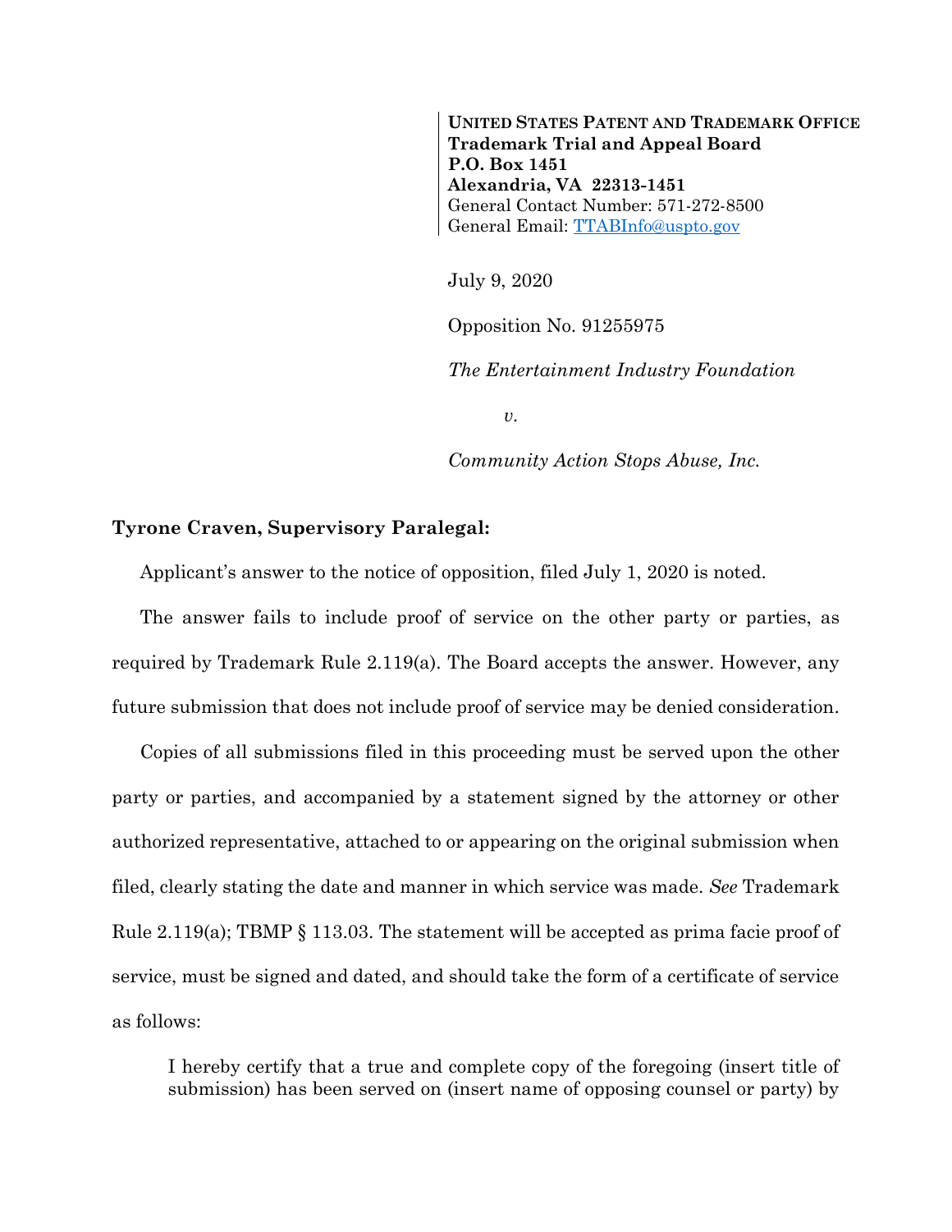**United States Patent and Trademark Office**
**Trademark Trial and Appeal Board**
**P.O. Box 1451**
**Alexandria, VA 22313-1451**
General Contact Number: 571-272-8500
General Email: TTABInfo@uspto.gov

July 9, 2020

Opposition No. 91255975

*The Entertainment Industry Foundation*

*v.*

*Community Action Stops Abuse, Inc.*

**Tyrone Craven, Supervisory Paralegal:**

Applicant's answer to the notice of opposition, filed July 1, 2020 is noted.

The answer fails to include proof of service on the other party or parties, as required by Trademark Rule 2.119(a). The Board accepts the answer. However, any future submission that does not include proof of service may be denied consideration.

Copies of all submissions filed in this proceeding must be served upon the other party or parties, and accompanied by a statement signed by the attorney or other authorized representative, attached to or appearing on the original submission when filed, clearly stating the date and manner in which service was made. *See* Trademark Rule 2.119(a); TBMP § 113.03. The statement will be accepted as prima facie proof of service, must be signed and dated, and should take the form of a certificate of service as follows:

> I hereby certify that a true and complete copy of the foregoing (insert title of submission) has been served on (insert name of opposing counsel or party) by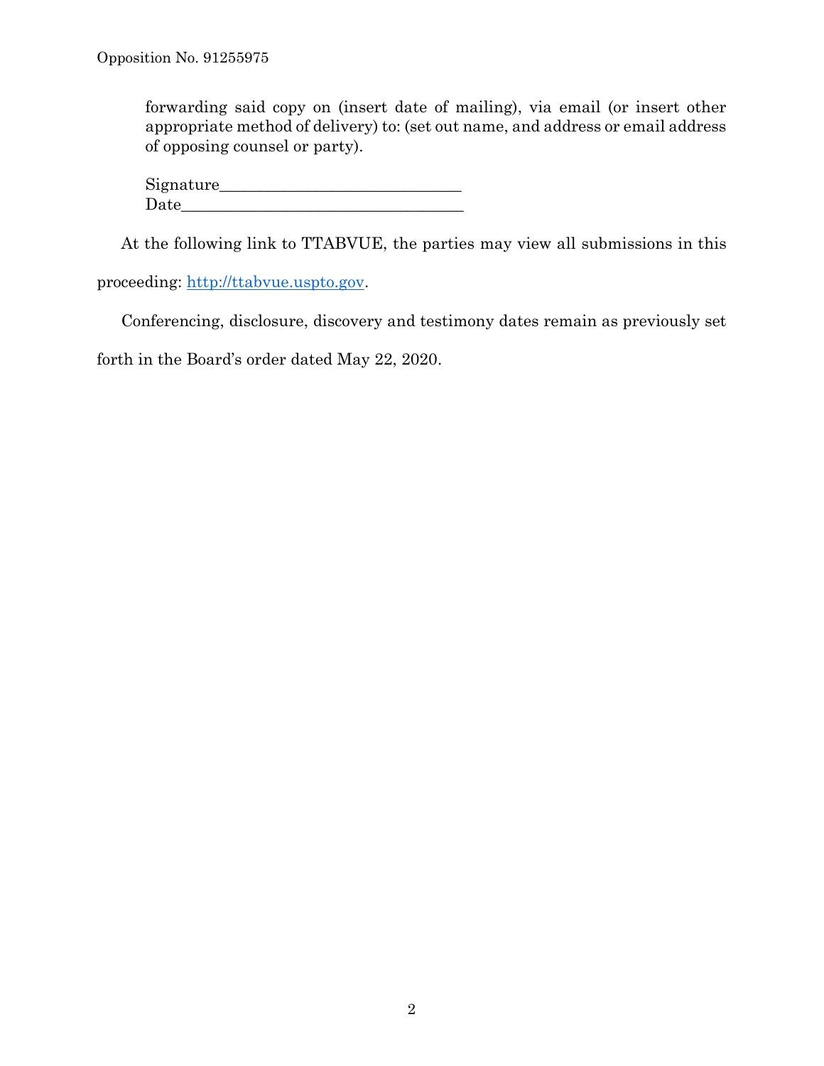forwarding said copy on (insert date of mailing), via email (or insert other appropriate method of delivery) to: (set out name, and address or email address of opposing counsel or party).

Signature______________________________
Date__________________________________

At the following link to TTABVUE, the parties may view all submissions in this proceeding: http://ttabvue.uspto.gov.

Conferencing, disclosure, discovery and testimony dates remain as previously set forth in the Board's order dated May 22, 2020.